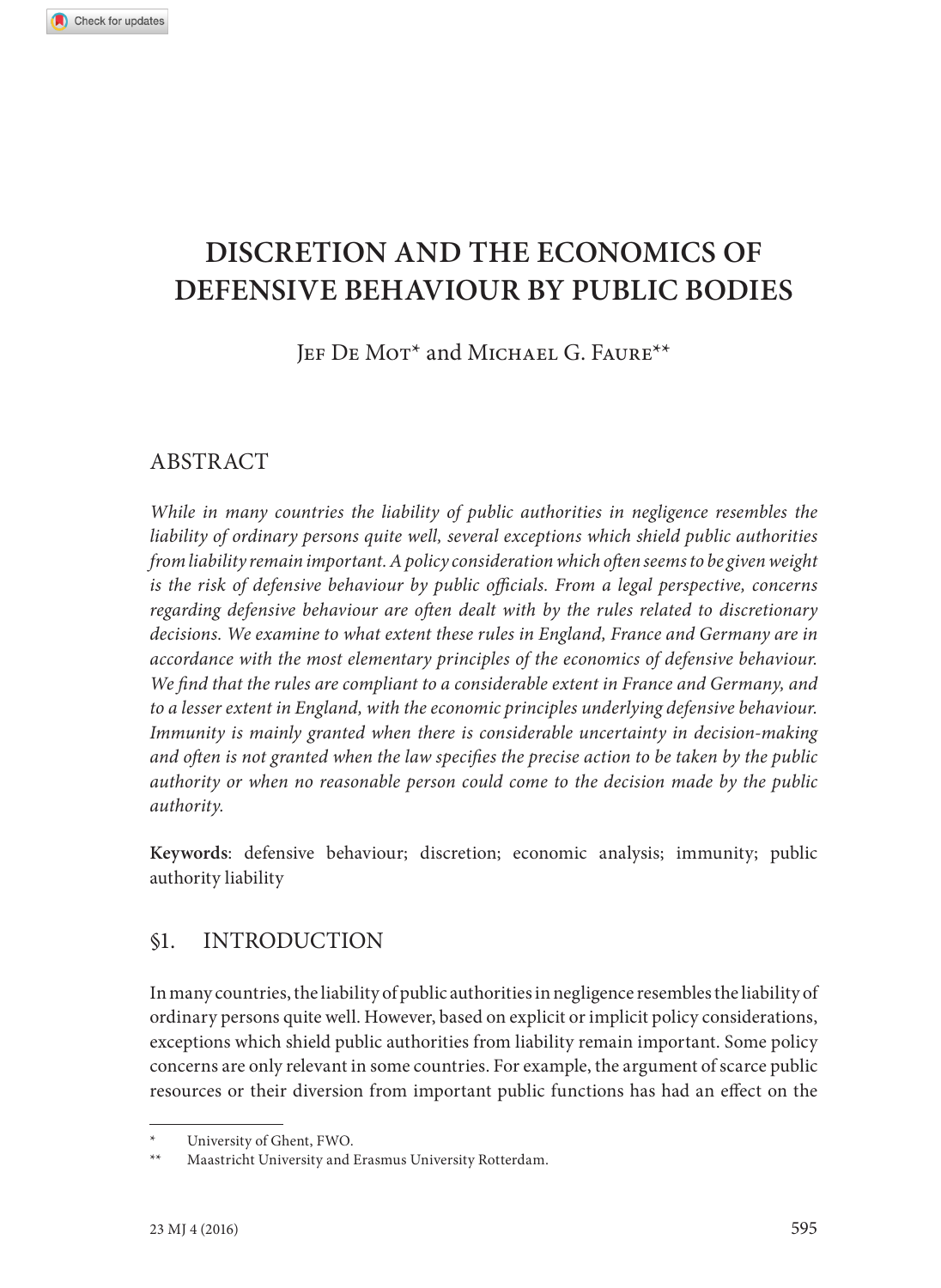# DISCRETION AND THE ECONOMICS OF DEFENSIVE BEHAVIOUR BY PUBLIC BODIES

Jef De Mot* and Michael G. Faure**

## ABSTRACT

*While in many countries the liability of public authorities in negligence resembles the liability of ordinary persons quite well, several exceptions which shield public authorities from liability remain important. A policy consideration which often seems to be given weight is the risk of defensive behaviour by public officials. From a legal perspective, concerns regarding defensive behaviour are often dealt with by the rules related to discretionary decisions. We examine to what extent these rules in England, France and Germany are in accordance with the most elementary principles of the economics of defensive behaviour. We find that the rules are compliant to a considerable extent in France and Germany, and to a lesser extent in England, with the economic principles underlying defensive behaviour. Immunity is mainly granted when there is considerable uncertainty in decision-making and often is not granted when the law specifies the precise action to be taken by the public authority or when no reasonable person could come to the decision made by the public authority.*

**Keywords**: defensive behaviour; discretion; economic analysis; immunity; public authority liability

## §1. INTRODUCTION

In many countries, the liability of public authorities in negligence resembles the liability of ordinary persons quite well. However, based on explicit or implicit policy considerations, exceptions which shield public authorities from liability remain important. Some policy concerns are only relevant in some countries. For example, the argument of scarce public resources or their diversion from important public functions has had an effect on the

---

\* University of Ghent, FWO.

\** Maastricht University and Erasmus University Rotterdam.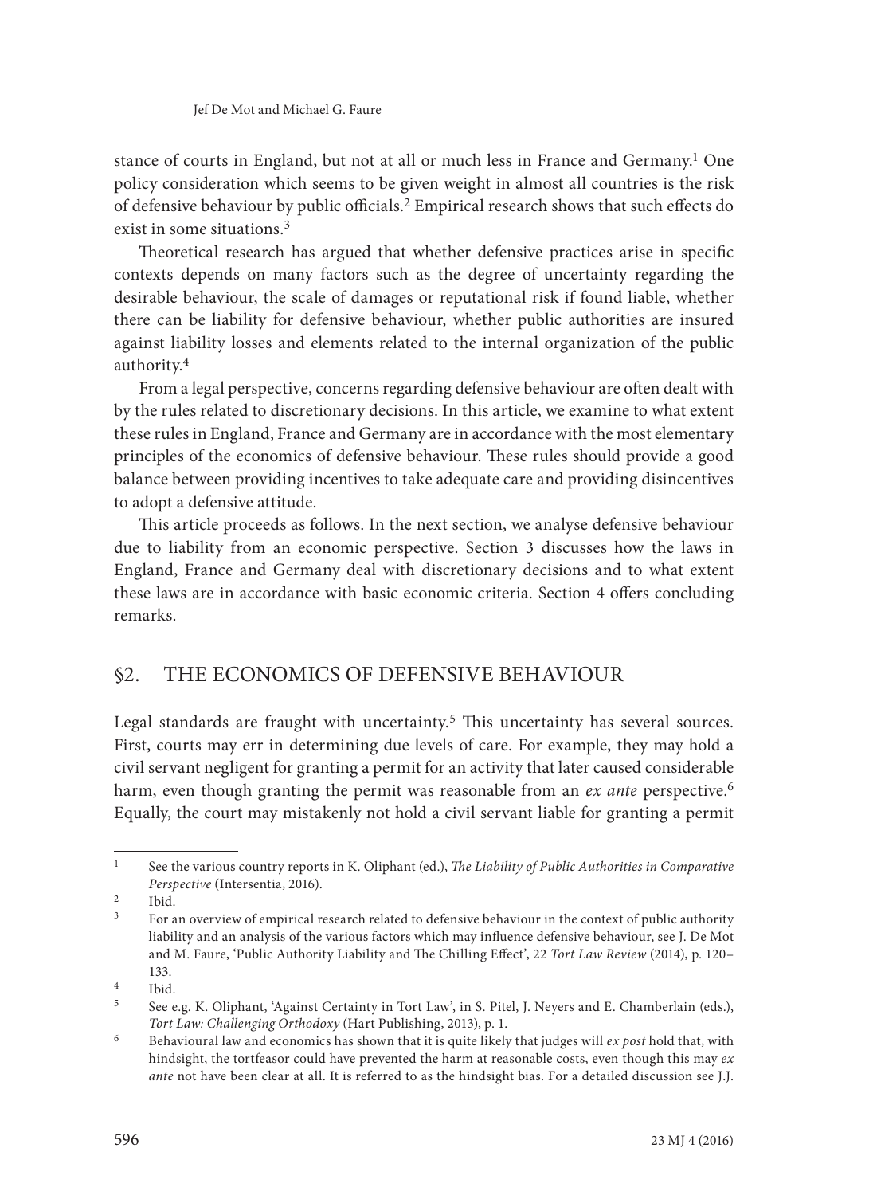stance of courts in England, but not at all or much less in France and Germany.[1] One policy consideration which seems to be given weight in almost all countries is the risk of defensive behaviour by public officials.[2] Empirical research shows that such effects do exist in some situations.[3]

Theoretical research has argued that whether defensive practices arise in specific contexts depends on many factors such as the degree of uncertainty regarding the desirable behaviour, the scale of damages or reputational risk if found liable, whether there can be liability for defensive behaviour, whether public authorities are insured against liability losses and elements related to the internal organization of the public authority.[4]

From a legal perspective, concerns regarding defensive behaviour are often dealt with by the rules related to discretionary decisions. In this article, we examine to what extent these rules in England, France and Germany are in accordance with the most elementary principles of the economics of defensive behaviour. These rules should provide a good balance between providing incentives to take adequate care and providing disincentives to adopt a defensive attitude.

This article proceeds as follows. In the next section, we analyse defensive behaviour due to liability from an economic perspective. Section 3 discusses how the laws in England, France and Germany deal with discretionary decisions and to what extent these laws are in accordance with basic economic criteria. Section 4 offers concluding remarks.

## §2. THE ECONOMICS OF DEFENSIVE BEHAVIOUR

Legal standards are fraught with uncertainty.[5] This uncertainty has several sources. First, courts may err in determining due levels of care. For example, they may hold a civil servant negligent for granting a permit for an activity that later caused considerable harm, even though granting the permit was reasonable from an *ex ante* perspective.[6] Equally, the court may mistakenly not hold a civil servant liable for granting a permit

---

[1] See the various country reports in K. Oliphant (ed.), *The Liability of Public Authorities in Comparative Perspective* (Intersentia, 2016).

[2] Ibid.

[3] For an overview of empirical research related to defensive behaviour in the context of public authority liability and an analysis of the various factors which may influence defensive behaviour, see J. De Mot and M. Faure, 'Public Authority Liability and The Chilling Effect', 22 *Tort Law Review* (2014), p. 120–133.

[4] Ibid.

[5] See e.g. K. Oliphant, 'Against Certainty in Tort Law', in S. Pitel, J. Neyers and E. Chamberlain (eds.), *Tort Law: Challenging Orthodoxy* (Hart Publishing, 2013), p. 1.

[6] Behavioural law and economics has shown that it is quite likely that judges will *ex post* hold that, with hindsight, the tortfeasor could have prevented the harm at reasonable costs, even though this may *ex ante* not have been clear at all. It is referred to as the hindsight bias. For a detailed discussion see J.J.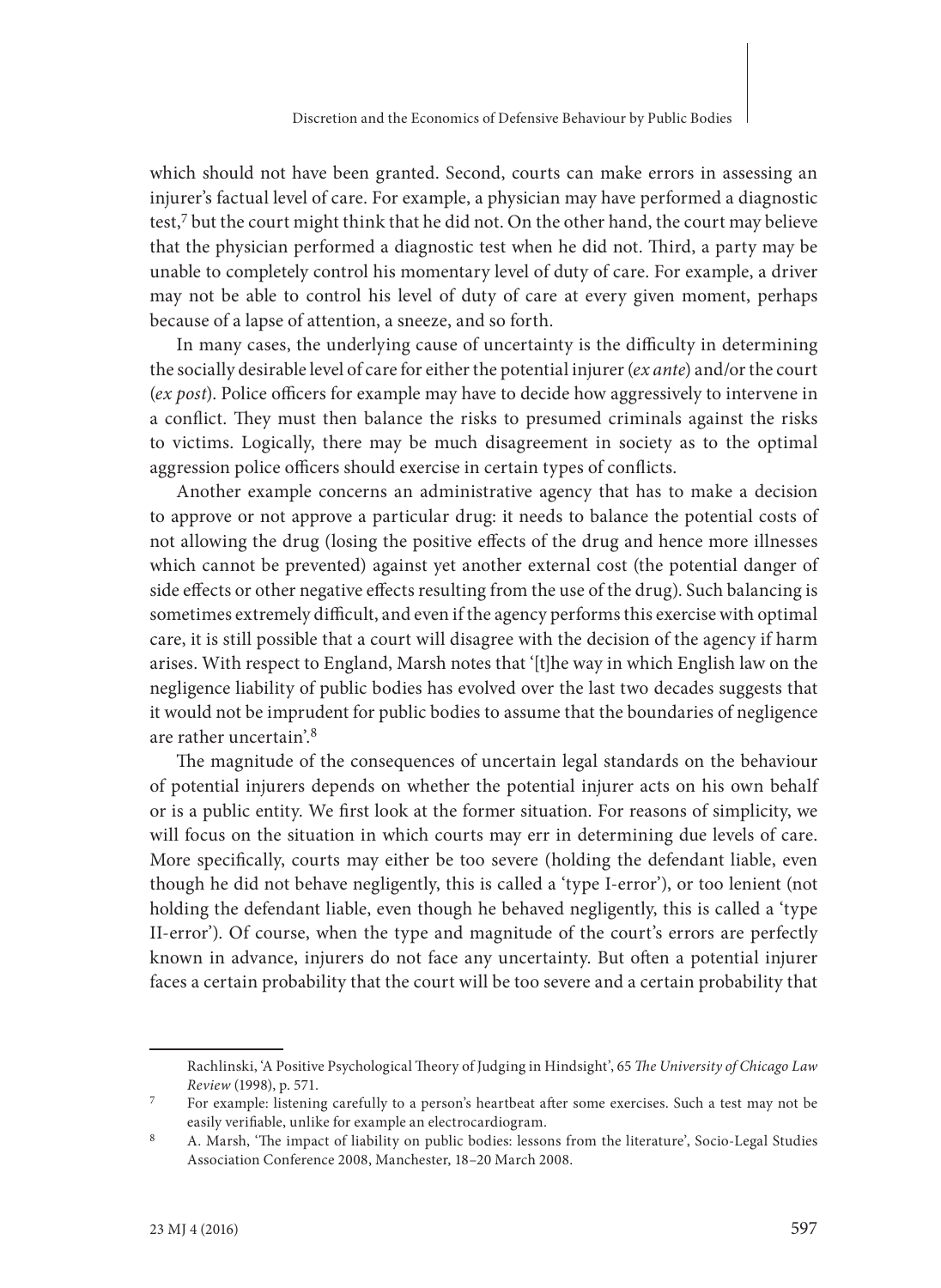which should not have been granted. Second, courts can make errors in assessing an injurer's factual level of care. For example, a physician may have performed a diagnostic test,[7] but the court might think that he did not. On the other hand, the court may believe that the physician performed a diagnostic test when he did not. Third, a party may be unable to completely control his momentary level of duty of care. For example, a driver may not be able to control his level of duty of care at every given moment, perhaps because of a lapse of attention, a sneeze, and so forth.

In many cases, the underlying cause of uncertainty is the difficulty in determining the socially desirable level of care for either the potential injurer (*ex ante*) and/or the court (*ex post*). Police officers for example may have to decide how aggressively to intervene in a conflict. They must then balance the risks to presumed criminals against the risks to victims. Logically, there may be much disagreement in society as to the optimal aggression police officers should exercise in certain types of conflicts.

Another example concerns an administrative agency that has to make a decision to approve or not approve a particular drug: it needs to balance the potential costs of not allowing the drug (losing the positive effects of the drug and hence more illnesses which cannot be prevented) against yet another external cost (the potential danger of side effects or other negative effects resulting from the use of the drug). Such balancing is sometimes extremely difficult, and even if the agency performs this exercise with optimal care, it is still possible that a court will disagree with the decision of the agency if harm arises. With respect to England, Marsh notes that '[t]he way in which English law on the negligence liability of public bodies has evolved over the last two decades suggests that it would not be imprudent for public bodies to assume that the boundaries of negligence are rather uncertain'.[8]

The magnitude of the consequences of uncertain legal standards on the behaviour of potential injurers depends on whether the potential injurer acts on his own behalf or is a public entity. We first look at the former situation. For reasons of simplicity, we will focus on the situation in which courts may err in determining due levels of care. More specifically, courts may either be too severe (holding the defendant liable, even though he did not behave negligently, this is called a 'type I-error'), or too lenient (not holding the defendant liable, even though he behaved negligently, this is called a 'type II-error'). Of course, when the type and magnitude of the court's errors are perfectly known in advance, injurers do not face any uncertainty. But often a potential injurer faces a certain probability that the court will be too severe and a certain probability that

---

Rachlinski, 'A Positive Psychological Theory of Judging in Hindsight', 65 *The University of Chicago Law Review* (1998), p. 571.

[7] For example: listening carefully to a person's heartbeat after some exercises. Such a test may not be easily verifiable, unlike for example an electrocardiogram.

[8] A. Marsh, 'The impact of liability on public bodies: lessons from the literature', Socio-Legal Studies Association Conference 2008, Manchester, 18–20 March 2008.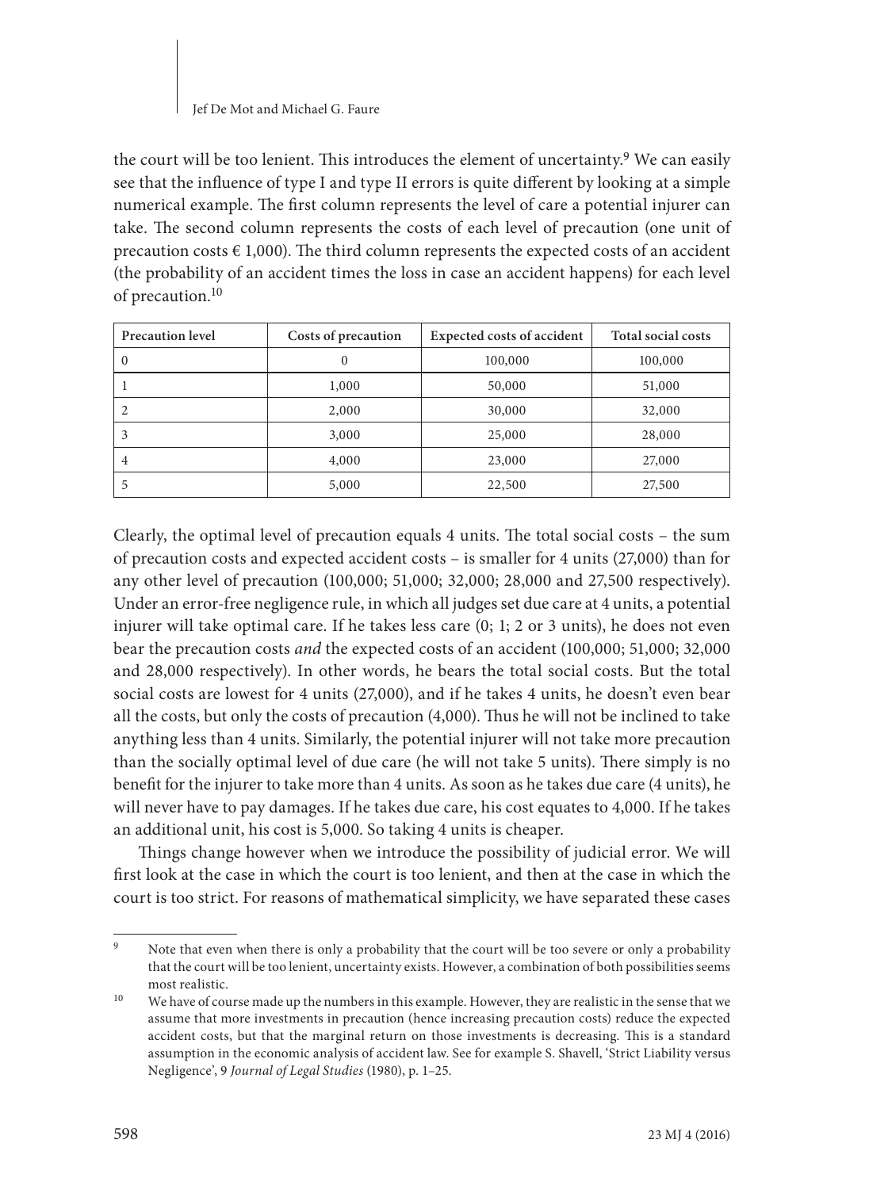the court will be too lenient. This introduces the element of uncertainty.[9] We can easily see that the influence of type I and type II errors is quite different by looking at a simple numerical example. The first column represents the level of care a potential injurer can take. The second column represents the costs of each level of precaution (one unit of precaution costs € 1,000). The third column represents the expected costs of an accident (the probability of an accident times the loss in case an accident happens) for each level of precaution.[10]

| Precaution level | Costs of precaution | Expected costs of accident | Total social costs |
|---|---|---|---|
| 0 | 0 | 100,000 | 100,000 |
| 1 | 1,000 | 50,000 | 51,000 |
| 2 | 2,000 | 30,000 | 32,000 |
| 3 | 3,000 | 25,000 | 28,000 |
| 4 | 4,000 | 23,000 | 27,000 |
| 5 | 5,000 | 22,500 | 27,500 |

Clearly, the optimal level of precaution equals 4 units. The total social costs – the sum of precaution costs and expected accident costs – is smaller for 4 units (27,000) than for any other level of precaution (100,000; 51,000; 32,000; 28,000 and 27,500 respectively). Under an error-free negligence rule, in which all judges set due care at 4 units, a potential injurer will take optimal care. If he takes less care (0; 1; 2 or 3 units), he does not even bear the precaution costs *and* the expected costs of an accident (100,000; 51,000; 32,000 and 28,000 respectively). In other words, he bears the total social costs. But the total social costs are lowest for 4 units (27,000), and if he takes 4 units, he doesn't even bear all the costs, but only the costs of precaution (4,000). Thus he will not be inclined to take anything less than 4 units. Similarly, the potential injurer will not take more precaution than the socially optimal level of due care (he will not take 5 units). There simply is no benefit for the injurer to take more than 4 units. As soon as he takes due care (4 units), he will never have to pay damages. If he takes due care, his cost equates to 4,000. If he takes an additional unit, his cost is 5,000. So taking 4 units is cheaper.

Things change however when we introduce the possibility of judicial error. We will first look at the case in which the court is too lenient, and then at the case in which the court is too strict. For reasons of mathematical simplicity, we have separated these cases

---

[9] Note that even when there is only a probability that the court will be too severe or only a probability that the court will be too lenient, uncertainty exists. However, a combination of both possibilities seems most realistic.

[10] We have of course made up the numbers in this example. However, they are realistic in the sense that we assume that more investments in precaution (hence increasing precaution costs) reduce the expected accident costs, but that the marginal return on those investments is decreasing. This is a standard assumption in the economic analysis of accident law. See for example S. Shavell, 'Strict Liability versus Negligence', 9 *Journal of Legal Studies* (1980), p. 1–25.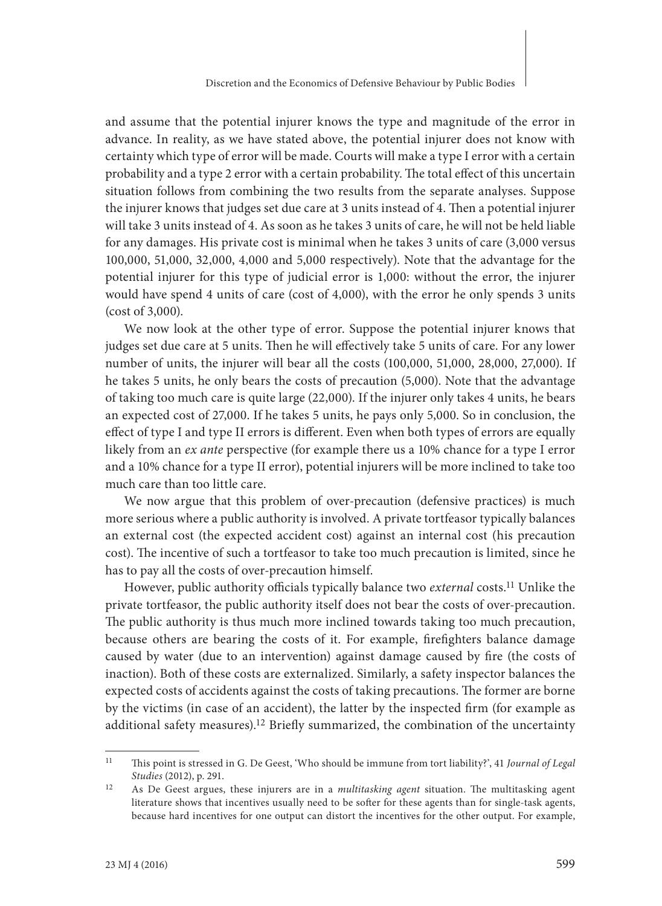and assume that the potential injurer knows the type and magnitude of the error in advance. In reality, as we have stated above, the potential injurer does not know with certainty which type of error will be made. Courts will make a type I error with a certain probability and a type 2 error with a certain probability. The total effect of this uncertain situation follows from combining the two results from the separate analyses. Suppose the injurer knows that judges set due care at 3 units instead of 4. Then a potential injurer will take 3 units instead of 4. As soon as he takes 3 units of care, he will not be held liable for any damages. His private cost is minimal when he takes 3 units of care (3,000 versus 100,000, 51,000, 32,000, 4,000 and 5,000 respectively). Note that the advantage for the potential injurer for this type of judicial error is 1,000: without the error, the injurer would have spend 4 units of care (cost of 4,000), with the error he only spends 3 units (cost of 3,000).

We now look at the other type of error. Suppose the potential injurer knows that judges set due care at 5 units. Then he will effectively take 5 units of care. For any lower number of units, the injurer will bear all the costs (100,000, 51,000, 28,000, 27,000). If he takes 5 units, he only bears the costs of precaution (5,000). Note that the advantage of taking too much care is quite large (22,000). If the injurer only takes 4 units, he bears an expected cost of 27,000. If he takes 5 units, he pays only 5,000. So in conclusion, the effect of type I and type II errors is different. Even when both types of errors are equally likely from an *ex ante* perspective (for example there us a 10% chance for a type I error and a 10% chance for a type II error), potential injurers will be more inclined to take too much care than too little care.

We now argue that this problem of over-precaution (defensive practices) is much more serious where a public authority is involved. A private tortfeasor typically balances an external cost (the expected accident cost) against an internal cost (his precaution cost). The incentive of such a tortfeasor to take too much precaution is limited, since he has to pay all the costs of over-precaution himself.

However, public authority officials typically balance two *external* costs.[11] Unlike the private tortfeasor, the public authority itself does not bear the costs of over-precaution. The public authority is thus much more inclined towards taking too much precaution, because others are bearing the costs of it. For example, firefighters balance damage caused by water (due to an intervention) against damage caused by fire (the costs of inaction). Both of these costs are externalized. Similarly, a safety inspector balances the expected costs of accidents against the costs of taking precautions. The former are borne by the victims (in case of an accident), the latter by the inspected firm (for example as additional safety measures).[12] Briefly summarized, the combination of the uncertainty

---

[11] This point is stressed in G. De Geest, 'Who should be immune from tort liability?', 41 *Journal of Legal Studies* (2012), p. 291.

[12] As De Geest argues, these injurers are in a *multitasking agent* situation. The multitasking agent literature shows that incentives usually need to be softer for these agents than for single-task agents, because hard incentives for one output can distort the incentives for the other output. For example,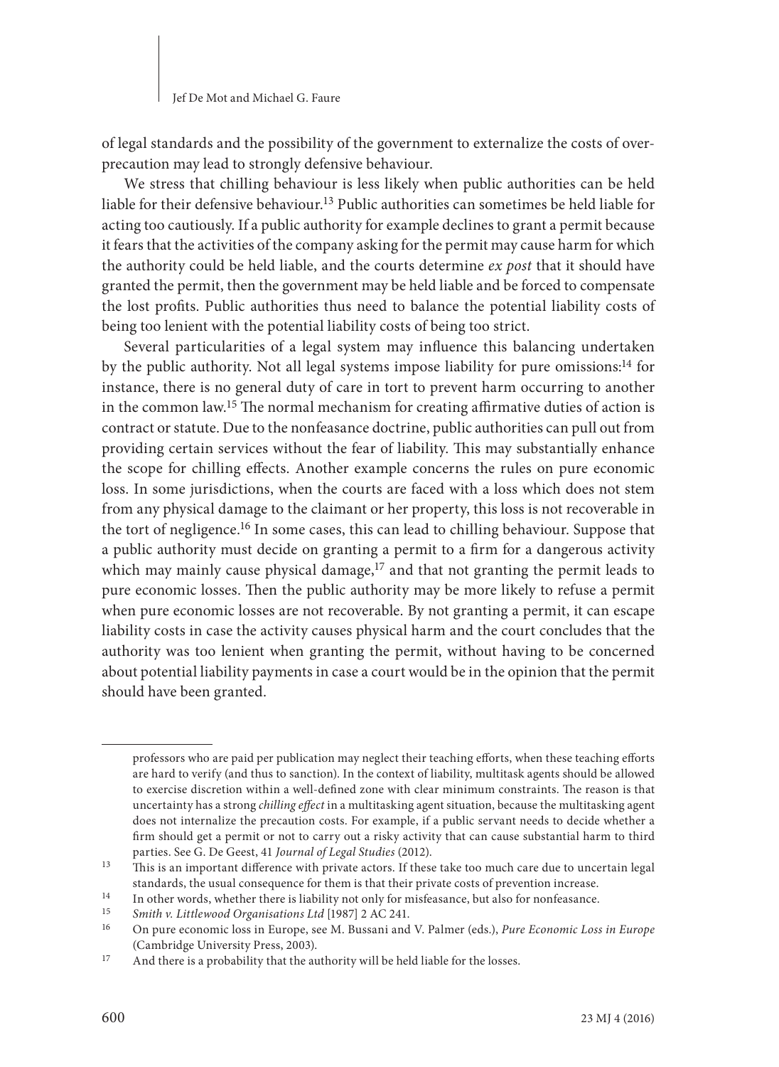of legal standards and the possibility of the government to externalize the costs of over-precaution may lead to strongly defensive behaviour.

We stress that chilling behaviour is less likely when public authorities can be held liable for their defensive behaviour.[13] Public authorities can sometimes be held liable for acting too cautiously. If a public authority for example declines to grant a permit because it fears that the activities of the company asking for the permit may cause harm for which the authority could be held liable, and the courts determine *ex post* that it should have granted the permit, then the government may be held liable and be forced to compensate the lost profits. Public authorities thus need to balance the potential liability costs of being too lenient with the potential liability costs of being too strict.

Several particularities of a legal system may influence this balancing undertaken by the public authority. Not all legal systems impose liability for pure omissions:[14] for instance, there is no general duty of care in tort to prevent harm occurring to another in the common law.[15] The normal mechanism for creating affirmative duties of action is contract or statute. Due to the nonfeasance doctrine, public authorities can pull out from providing certain services without the fear of liability. This may substantially enhance the scope for chilling effects. Another example concerns the rules on pure economic loss. In some jurisdictions, when the courts are faced with a loss which does not stem from any physical damage to the claimant or her property, this loss is not recoverable in the tort of negligence.[16] In some cases, this can lead to chilling behaviour. Suppose that a public authority must decide on granting a permit to a firm for a dangerous activity which may mainly cause physical damage,[17] and that not granting the permit leads to pure economic losses. Then the public authority may be more likely to refuse a permit when pure economic losses are not recoverable. By not granting a permit, it can escape liability costs in case the activity causes physical harm and the court concludes that the authority was too lenient when granting the permit, without having to be concerned about potential liability payments in case a court would be in the opinion that the permit should have been granted.

---

professors who are paid per publication may neglect their teaching efforts, when these teaching efforts are hard to verify (and thus to sanction). In the context of liability, multitask agents should be allowed to exercise discretion within a well-defined zone with clear minimum constraints. The reason is that uncertainty has a strong *chilling effect* in a multitasking agent situation, because the multitasking agent does not internalize the precaution costs. For example, if a public servant needs to decide whether a firm should get a permit or not to carry out a risky activity that can cause substantial harm to third parties. See G. De Geest, 41 *Journal of Legal Studies* (2012).

[13] This is an important difference with private actors. If these take too much care due to uncertain legal standards, the usual consequence for them is that their private costs of prevention increase.

[14] In other words, whether there is liability not only for misfeasance, but also for nonfeasance.

[15] *Smith v. Littlewood Organisations Ltd* [1987] 2 AC 241.

[16] On pure economic loss in Europe, see M. Bussani and V. Palmer (eds.), *Pure Economic Loss in Europe* (Cambridge University Press, 2003).

[17] And there is a probability that the authority will be held liable for the losses.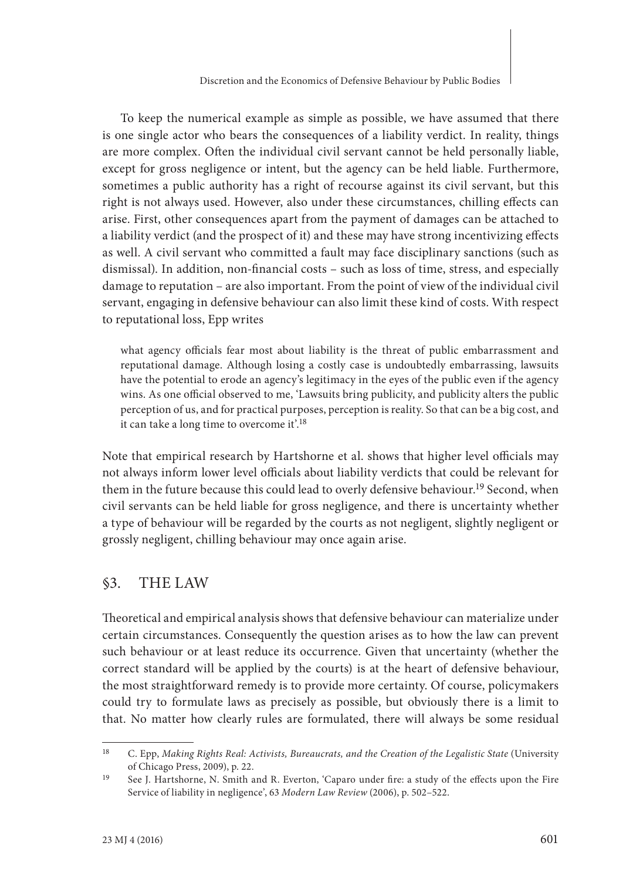To keep the numerical example as simple as possible, we have assumed that there is one single actor who bears the consequences of a liability verdict. In reality, things are more complex. Often the individual civil servant cannot be held personally liable, except for gross negligence or intent, but the agency can be held liable. Furthermore, sometimes a public authority has a right of recourse against its civil servant, but this right is not always used. However, also under these circumstances, chilling effects can arise. First, other consequences apart from the payment of damages can be attached to a liability verdict (and the prospect of it) and these may have strong incentivizing effects as well. A civil servant who committed a fault may face disciplinary sanctions (such as dismissal). In addition, non-financial costs – such as loss of time, stress, and especially damage to reputation – are also important. From the point of view of the individual civil servant, engaging in defensive behaviour can also limit these kind of costs. With respect to reputational loss, Epp writes

> what agency officials fear most about liability is the threat of public embarrassment and reputational damage. Although losing a costly case is undoubtedly embarrassing, lawsuits have the potential to erode an agency's legitimacy in the eyes of the public even if the agency wins. As one official observed to me, 'Lawsuits bring publicity, and publicity alters the public perception of us, and for practical purposes, perception is reality. So that can be a big cost, and it can take a long time to overcome it'.[18]

Note that empirical research by Hartshorne et al. shows that higher level officials may not always inform lower level officials about liability verdicts that could be relevant for them in the future because this could lead to overly defensive behaviour.[19] Second, when civil servants can be held liable for gross negligence, and there is uncertainty whether a type of behaviour will be regarded by the courts as not negligent, slightly negligent or grossly negligent, chilling behaviour may once again arise.

## §3. THE LAW

Theoretical and empirical analysis shows that defensive behaviour can materialize under certain circumstances. Consequently the question arises as to how the law can prevent such behaviour or at least reduce its occurrence. Given that uncertainty (whether the correct standard will be applied by the courts) is at the heart of defensive behaviour, the most straightforward remedy is to provide more certainty. Of course, policymakers could try to formulate laws as precisely as possible, but obviously there is a limit to that. No matter how clearly rules are formulated, there will always be some residual

---

[18] C. Epp, *Making Rights Real: Activists, Bureaucrats, and the Creation of the Legalistic State* (University of Chicago Press, 2009), p. 22.

[19] See J. Hartshorne, N. Smith and R. Everton, 'Caparo under fire: a study of the effects upon the Fire Service of liability in negligence', 63 *Modern Law Review* (2006), p. 502–522.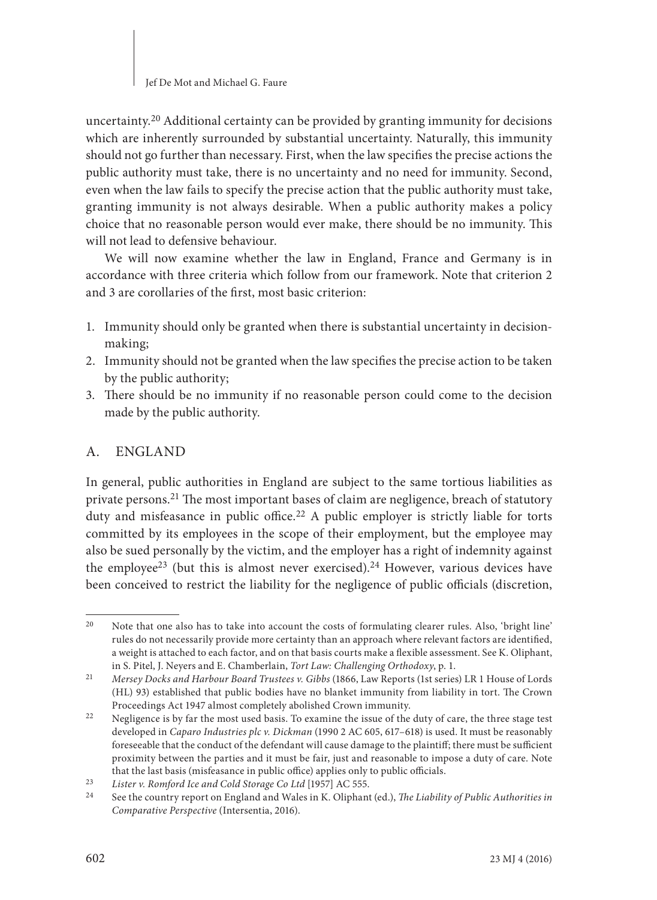uncertainty.[20] Additional certainty can be provided by granting immunity for decisions which are inherently surrounded by substantial uncertainty. Naturally, this immunity should not go further than necessary. First, when the law specifies the precise actions the public authority must take, there is no uncertainty and no need for immunity. Second, even when the law fails to specify the precise action that the public authority must take, granting immunity is not always desirable. When a public authority makes a policy choice that no reasonable person would ever make, there should be no immunity. This will not lead to defensive behaviour.

We will now examine whether the law in England, France and Germany is in accordance with three criteria which follow from our framework. Note that criterion 2 and 3 are corollaries of the first, most basic criterion:

1. Immunity should only be granted when there is substantial uncertainty in decision-making;
2. Immunity should not be granted when the law specifies the precise action to be taken by the public authority;
3. There should be no immunity if no reasonable person could come to the decision made by the public authority.

## A. ENGLAND

In general, public authorities in England are subject to the same tortious liabilities as private persons.[21] The most important bases of claim are negligence, breach of statutory duty and misfeasance in public office.[22] A public employer is strictly liable for torts committed by its employees in the scope of their employment, but the employee may also be sued personally by the victim, and the employer has a right of indemnity against the employee[23] (but this is almost never exercised).[24] However, various devices have been conceived to restrict the liability for the negligence of public officials (discretion,

---

[20] Note that one also has to take into account the costs of formulating clearer rules. Also, 'bright line' rules do not necessarily provide more certainty than an approach where relevant factors are identified, a weight is attached to each factor, and on that basis courts make a flexible assessment. See K. Oliphant, in S. Pitel, J. Neyers and E. Chamberlain, *Tort Law: Challenging Orthodoxy*, p. 1.

[21] *Mersey Docks and Harbour Board Trustees v. Gibbs* (1866, Law Reports (1st series) LR 1 House of Lords (HL) 93) established that public bodies have no blanket immunity from liability in tort. The Crown Proceedings Act 1947 almost completely abolished Crown immunity.

[22] Negligence is by far the most used basis. To examine the issue of the duty of care, the three stage test developed in *Caparo Industries plc v. Dickman* (1990 2 AC 605, 617–618) is used. It must be reasonably foreseeable that the conduct of the defendant will cause damage to the plaintiff; there must be sufficient proximity between the parties and it must be fair, just and reasonable to impose a duty of care. Note that the last basis (misfeasance in public office) applies only to public officials.

[23] *Lister v. Romford Ice and Cold Storage Co Ltd* [1957] AC 555.

[24] See the country report on England and Wales in K. Oliphant (ed.), *The Liability of Public Authorities in Comparative Perspective* (Intersentia, 2016).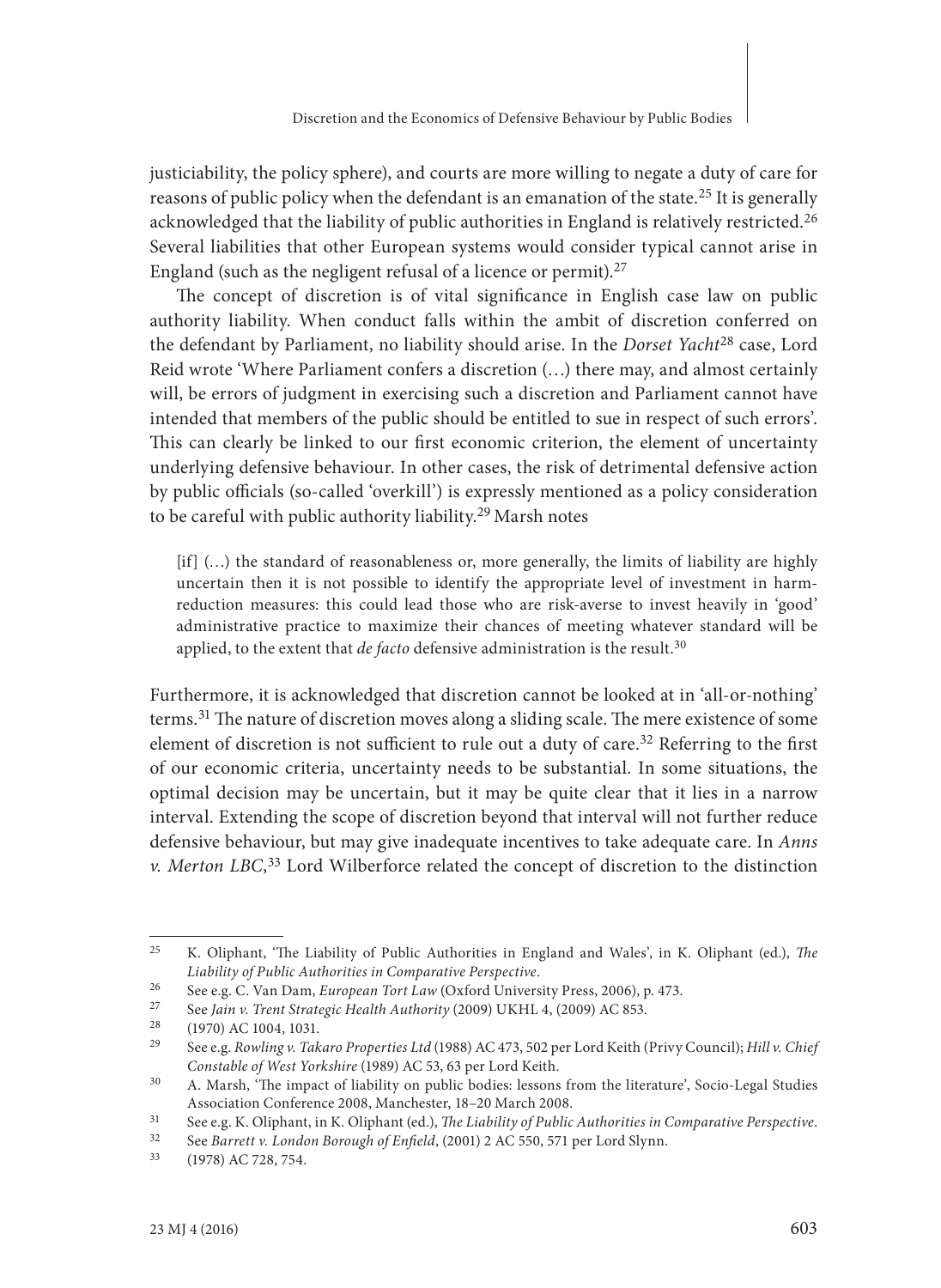justiciability, the policy sphere), and courts are more willing to negate a duty of care for reasons of public policy when the defendant is an emanation of the state.[25] It is generally acknowledged that the liability of public authorities in England is relatively restricted.[26] Several liabilities that other European systems would consider typical cannot arise in England (such as the negligent refusal of a licence or permit).[27]

The concept of discretion is of vital significance in English case law on public authority liability. When conduct falls within the ambit of discretion conferred on the defendant by Parliament, no liability should arise. In the *Dorset Yacht*[28] case, Lord Reid wrote 'Where Parliament confers a discretion (…) there may, and almost certainly will, be errors of judgment in exercising such a discretion and Parliament cannot have intended that members of the public should be entitled to sue in respect of such errors'. This can clearly be linked to our first economic criterion, the element of uncertainty underlying defensive behaviour. In other cases, the risk of detrimental defensive action by public officials (so-called 'overkill') is expressly mentioned as a policy consideration to be careful with public authority liability.[29] Marsh notes

> [if] (…) the standard of reasonableness or, more generally, the limits of liability are highly uncertain then it is not possible to identify the appropriate level of investment in harm-reduction measures: this could lead those who are risk-averse to invest heavily in 'good' administrative practice to maximize their chances of meeting whatever standard will be applied, to the extent that *de facto* defensive administration is the result.[30]

Furthermore, it is acknowledged that discretion cannot be looked at in 'all-or-nothing' terms.[31] The nature of discretion moves along a sliding scale. The mere existence of some element of discretion is not sufficient to rule out a duty of care.[32] Referring to the first of our economic criteria, uncertainty needs to be substantial. In some situations, the optimal decision may be uncertain, but it may be quite clear that it lies in a narrow interval. Extending the scope of discretion beyond that interval will not further reduce defensive behaviour, but may give inadequate incentives to take adequate care. In *Anns v. Merton LBC*,[33] Lord Wilberforce related the concept of discretion to the distinction

---

[25] K. Oliphant, 'The Liability of Public Authorities in England and Wales', in K. Oliphant (ed.), *The Liability of Public Authorities in Comparative Perspective*.

[26] See e.g. C. Van Dam, *European Tort Law* (Oxford University Press, 2006), p. 473.

[27] See *Jain v. Trent Strategic Health Authority* (2009) UKHL 4, (2009) AC 853.

[28] (1970) AC 1004, 1031.

[29] See e.g. *Rowling v. Takaro Properties Ltd* (1988) AC 473, 502 per Lord Keith (Privy Council); *Hill v. Chief Constable of West Yorkshire* (1989) AC 53, 63 per Lord Keith.

[30] A. Marsh, 'The impact of liability on public bodies: lessons from the literature', Socio-Legal Studies Association Conference 2008, Manchester, 18–20 March 2008.

[31] See e.g. K. Oliphant, in K. Oliphant (ed.), *The Liability of Public Authorities in Comparative Perspective*.

[32] See *Barrett v. London Borough of Enfield*, (2001) 2 AC 550, 571 per Lord Slynn.

[33] (1978) AC 728, 754.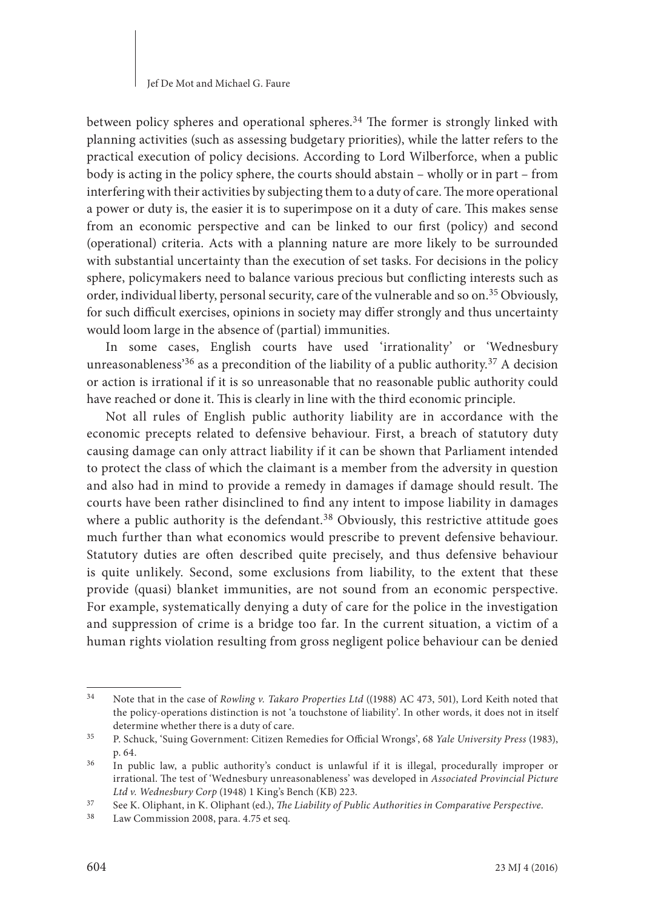between policy spheres and operational spheres.[34] The former is strongly linked with planning activities (such as assessing budgetary priorities), while the latter refers to the practical execution of policy decisions. According to Lord Wilberforce, when a public body is acting in the policy sphere, the courts should abstain – wholly or in part – from interfering with their activities by subjecting them to a duty of care. The more operational a power or duty is, the easier it is to superimpose on it a duty of care. This makes sense from an economic perspective and can be linked to our first (policy) and second (operational) criteria. Acts with a planning nature are more likely to be surrounded with substantial uncertainty than the execution of set tasks. For decisions in the policy sphere, policymakers need to balance various precious but conflicting interests such as order, individual liberty, personal security, care of the vulnerable and so on.[35] Obviously, for such difficult exercises, opinions in society may differ strongly and thus uncertainty would loom large in the absence of (partial) immunities.

In some cases, English courts have used 'irrationality' or 'Wednesbury unreasonableness'[36] as a precondition of the liability of a public authority.[37] A decision or action is irrational if it is so unreasonable that no reasonable public authority could have reached or done it. This is clearly in line with the third economic principle.

Not all rules of English public authority liability are in accordance with the economic precepts related to defensive behaviour. First, a breach of statutory duty causing damage can only attract liability if it can be shown that Parliament intended to protect the class of which the claimant is a member from the adversity in question and also had in mind to provide a remedy in damages if damage should result. The courts have been rather disinclined to find any intent to impose liability in damages where a public authority is the defendant.[38] Obviously, this restrictive attitude goes much further than what economics would prescribe to prevent defensive behaviour. Statutory duties are often described quite precisely, and thus defensive behaviour is quite unlikely. Second, some exclusions from liability, to the extent that these provide (quasi) blanket immunities, are not sound from an economic perspective. For example, systematically denying a duty of care for the police in the investigation and suppression of crime is a bridge too far. In the current situation, a victim of a human rights violation resulting from gross negligent police behaviour can be denied

---

[34] Note that in the case of *Rowling v. Takaro Properties Ltd* ((1988) AC 473, 501), Lord Keith noted that the policy-operations distinction is not 'a touchstone of liability'. In other words, it does not in itself determine whether there is a duty of care.

[35] P. Schuck, 'Suing Government: Citizen Remedies for Official Wrongs', 68 *Yale University Press* (1983), p. 64.

[36] In public law, a public authority's conduct is unlawful if it is illegal, procedurally improper or irrational. The test of 'Wednesbury unreasonableness' was developed in *Associated Provincial Picture Ltd v. Wednesbury Corp* (1948) 1 King's Bench (KB) 223.

[37] See K. Oliphant, in K. Oliphant (ed.), *The Liability of Public Authorities in Comparative Perspective*.

[38] Law Commission 2008, para. 4.75 et seq.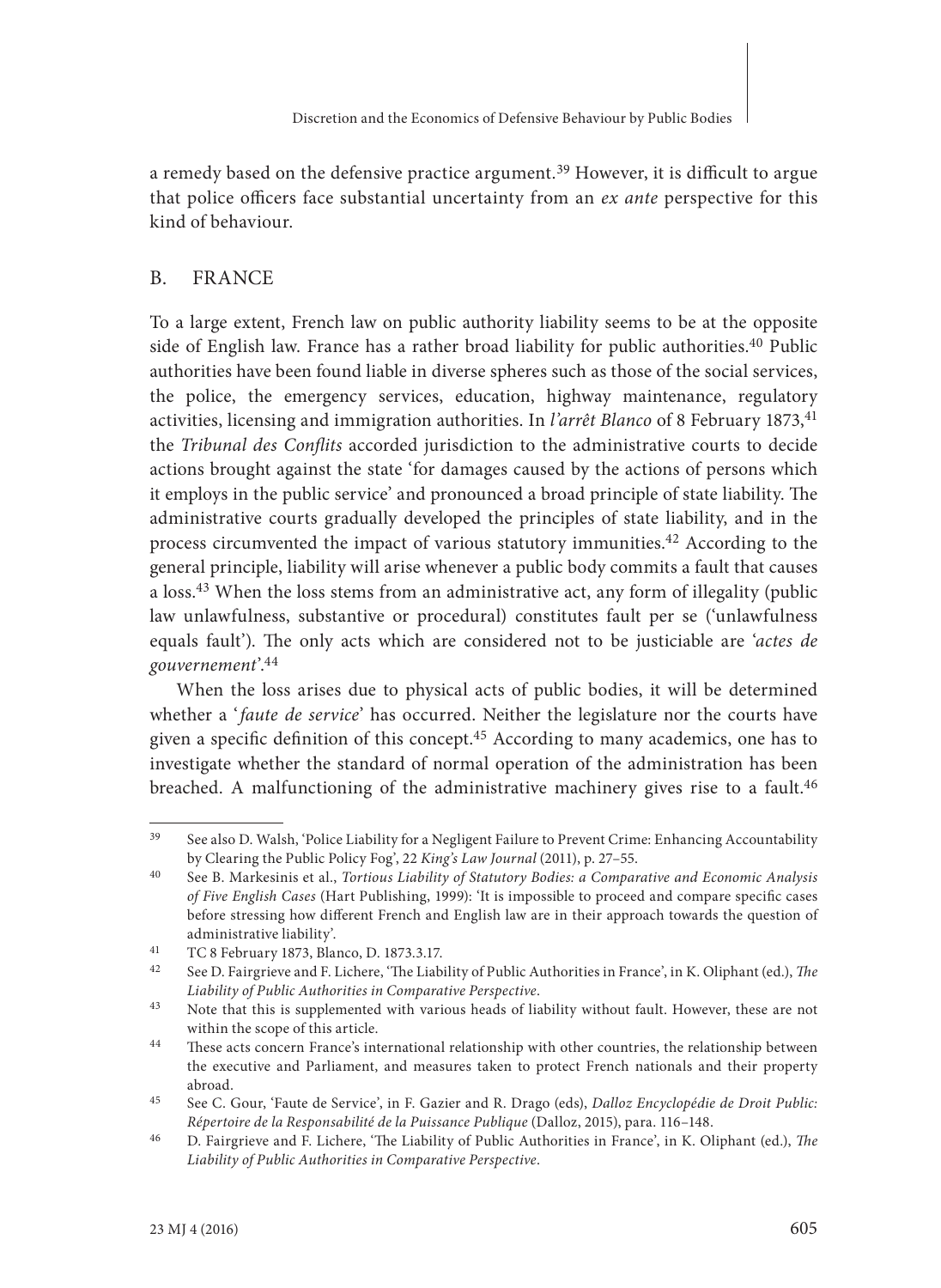a remedy based on the defensive practice argument.[39] However, it is difficult to argue that police officers face substantial uncertainty from an *ex ante* perspective for this kind of behaviour.

## B. FRANCE

To a large extent, French law on public authority liability seems to be at the opposite side of English law. France has a rather broad liability for public authorities.[40] Public authorities have been found liable in diverse spheres such as those of the social services, the police, the emergency services, education, highway maintenance, regulatory activities, licensing and immigration authorities. In *l'arrêt Blanco* of 8 February 1873,[41] the *Tribunal des Conflits* accorded jurisdiction to the administrative courts to decide actions brought against the state 'for damages caused by the actions of persons which it employs in the public service' and pronounced a broad principle of state liability. The administrative courts gradually developed the principles of state liability, and in the process circumvented the impact of various statutory immunities.[42] According to the general principle, liability will arise whenever a public body commits a fault that causes a loss.[43] When the loss stems from an administrative act, any form of illegality (public law unlawfulness, substantive or procedural) constitutes fault per se ('unlawfulness equals fault'). The only acts which are considered not to be justiciable are '*actes de gouvernement*'.[44]

When the loss arises due to physical acts of public bodies, it will be determined whether a '*faute de service*' has occurred. Neither the legislature nor the courts have given a specific definition of this concept.[45] According to many academics, one has to investigate whether the standard of normal operation of the administration has been breached. A malfunctioning of the administrative machinery gives rise to a fault.[46]

---

[39] See also D. Walsh, 'Police Liability for a Negligent Failure to Prevent Crime: Enhancing Accountability by Clearing the Public Policy Fog', 22 *King's Law Journal* (2011), p. 27–55.

[40] See B. Markesinis et al., *Tortious Liability of Statutory Bodies: a Comparative and Economic Analysis of Five English Cases* (Hart Publishing, 1999): 'It is impossible to proceed and compare specific cases before stressing how different French and English law are in their approach towards the question of administrative liability'.

[41] TC 8 February 1873, Blanco, D. 1873.3.17.

[42] See D. Fairgrieve and F. Lichere, 'The Liability of Public Authorities in France', in K. Oliphant (ed.), *The Liability of Public Authorities in Comparative Perspective*.

[43] Note that this is supplemented with various heads of liability without fault. However, these are not within the scope of this article.

[44] These acts concern France's international relationship with other countries, the relationship between the executive and Parliament, and measures taken to protect French nationals and their property abroad.

[45] See C. Gour, 'Faute de Service', in F. Gazier and R. Drago (eds), *Dalloz Encyclopédie de Droit Public: Répertoire de la Responsabilité de la Puissance Publique* (Dalloz, 2015), para. 116–148.

[46] D. Fairgrieve and F. Lichere, 'The Liability of Public Authorities in France', in K. Oliphant (ed.), *The Liability of Public Authorities in Comparative Perspective*.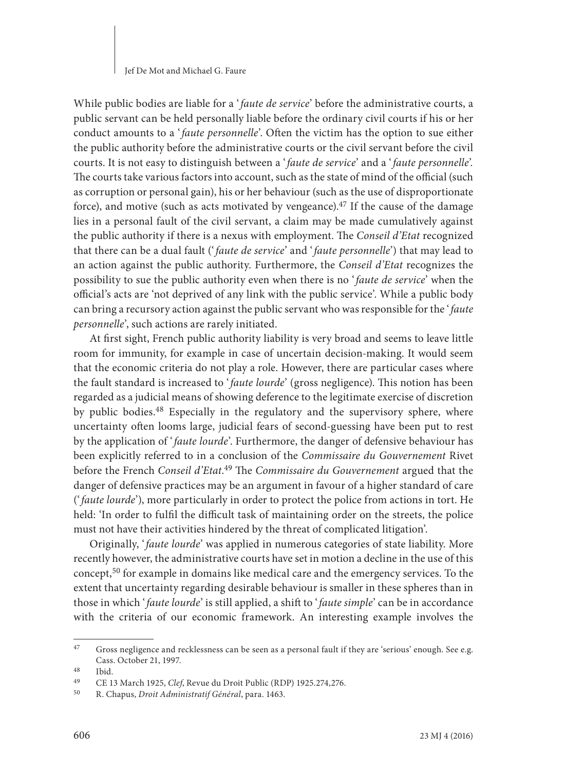While public bodies are liable for a '*faute de service*' before the administrative courts, a public servant can be held personally liable before the ordinary civil courts if his or her conduct amounts to a '*faute personnelle*'. Often the victim has the option to sue either the public authority before the administrative courts or the civil servant before the civil courts. It is not easy to distinguish between a '*faute de service*' and a '*faute personnelle*'. The courts take various factors into account, such as the state of mind of the official (such as corruption or personal gain), his or her behaviour (such as the use of disproportionate force), and motive (such as acts motivated by vengeance).[47] If the cause of the damage lies in a personal fault of the civil servant, a claim may be made cumulatively against the public authority if there is a nexus with employment. The *Conseil d'Etat* recognized that there can be a dual fault ('*faute de service*' and '*faute personnelle*') that may lead to an action against the public authority. Furthermore, the *Conseil d'Etat* recognizes the possibility to sue the public authority even when there is no '*faute de service*' when the official's acts are 'not deprived of any link with the public service'. While a public body can bring a recursory action against the public servant who was responsible for the '*faute personnelle*', such actions are rarely initiated.

At first sight, French public authority liability is very broad and seems to leave little room for immunity, for example in case of uncertain decision-making. It would seem that the economic criteria do not play a role. However, there are particular cases where the fault standard is increased to '*faute lourde*' (gross negligence). This notion has been regarded as a judicial means of showing deference to the legitimate exercise of discretion by public bodies.[48] Especially in the regulatory and the supervisory sphere, where uncertainty often looms large, judicial fears of second-guessing have been put to rest by the application of '*faute lourde*'. Furthermore, the danger of defensive behaviour has been explicitly referred to in a conclusion of the *Commissaire du Gouvernement* Rivet before the French *Conseil d'Etat*.[49] The *Commissaire du Gouvernement* argued that the danger of defensive practices may be an argument in favour of a higher standard of care ('*faute lourde*'), more particularly in order to protect the police from actions in tort. He held: 'In order to fulfil the difficult task of maintaining order on the streets, the police must not have their activities hindered by the threat of complicated litigation'.

Originally, '*faute lourde*' was applied in numerous categories of state liability. More recently however, the administrative courts have set in motion a decline in the use of this concept,[50] for example in domains like medical care and the emergency services. To the extent that uncertainty regarding desirable behaviour is smaller in these spheres than in those in which '*faute lourde*' is still applied, a shift to '*faute simple*' can be in accordance with the criteria of our economic framework. An interesting example involves the

---

[47] Gross negligence and recklessness can be seen as a personal fault if they are 'serious' enough. See e.g. Cass. October 21, 1997.

[48] Ibid.

[49] CE 13 March 1925, *Clef*, Revue du Droit Public (RDP) 1925.274,276.

[50] R. Chapus, *Droit Administratif Général*, para. 1463.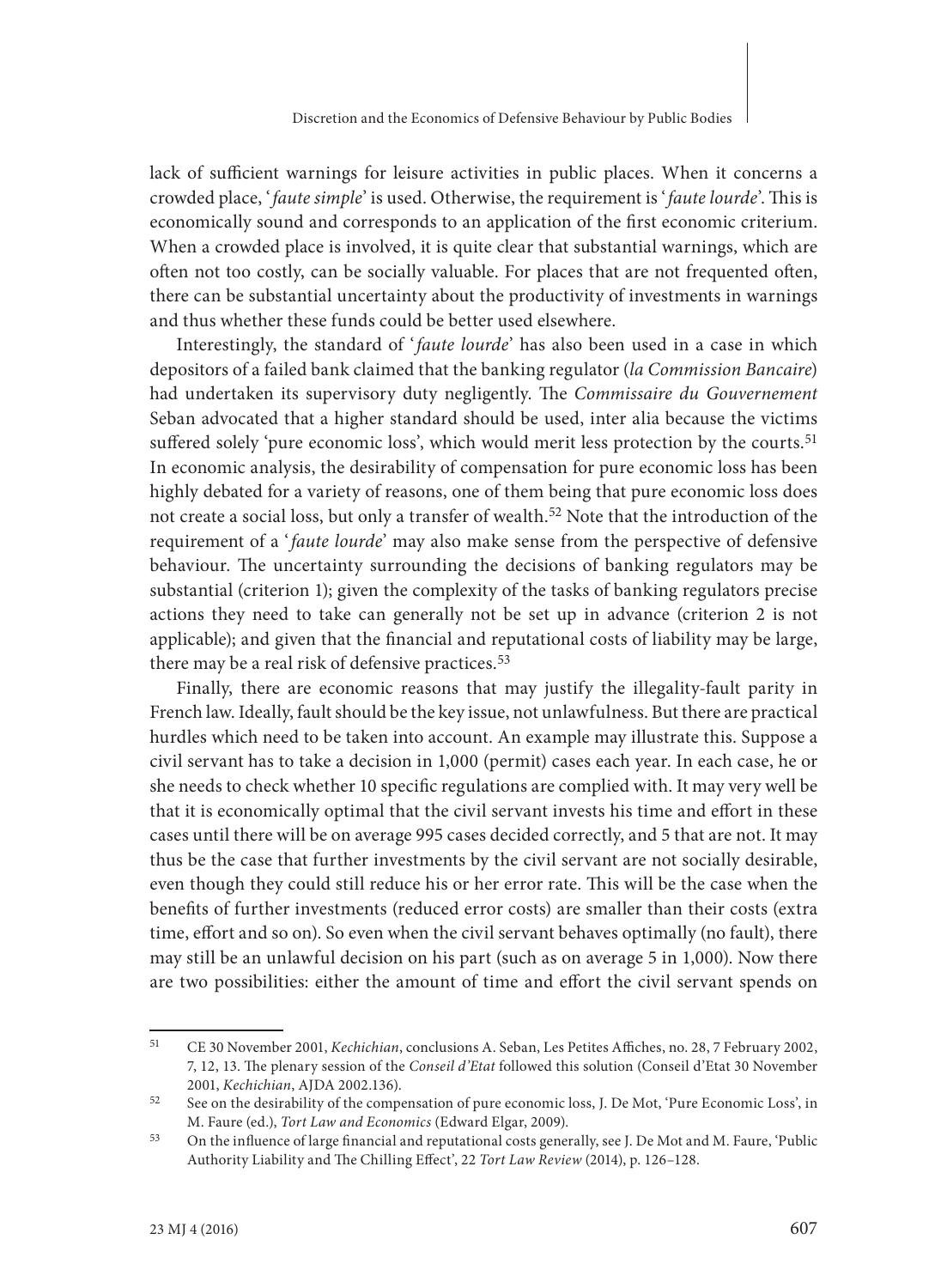lack of sufficient warnings for leisure activities in public places. When it concerns a crowded place, '*faute simple*' is used. Otherwise, the requirement is '*faute lourde*'. This is economically sound and corresponds to an application of the first economic criterium. When a crowded place is involved, it is quite clear that substantial warnings, which are often not too costly, can be socially valuable. For places that are not frequented often, there can be substantial uncertainty about the productivity of investments in warnings and thus whether these funds could be better used elsewhere.

Interestingly, the standard of '*faute lourde*' has also been used in a case in which depositors of a failed bank claimed that the banking regulator (*la Commission Bancaire*) had undertaken its supervisory duty negligently. The *Commissaire du Gouvernement* Seban advocated that a higher standard should be used, inter alia because the victims suffered solely 'pure economic loss', which would merit less protection by the courts.[51] In economic analysis, the desirability of compensation for pure economic loss has been highly debated for a variety of reasons, one of them being that pure economic loss does not create a social loss, but only a transfer of wealth.[52] Note that the introduction of the requirement of a '*faute lourde*' may also make sense from the perspective of defensive behaviour. The uncertainty surrounding the decisions of banking regulators may be substantial (criterion 1); given the complexity of the tasks of banking regulators precise actions they need to take can generally not be set up in advance (criterion 2 is not applicable); and given that the financial and reputational costs of liability may be large, there may be a real risk of defensive practices.[53]

Finally, there are economic reasons that may justify the illegality-fault parity in French law. Ideally, fault should be the key issue, not unlawfulness. But there are practical hurdles which need to be taken into account. An example may illustrate this. Suppose a civil servant has to take a decision in 1,000 (permit) cases each year. In each case, he or she needs to check whether 10 specific regulations are complied with. It may very well be that it is economically optimal that the civil servant invests his time and effort in these cases until there will be on average 995 cases decided correctly, and 5 that are not. It may thus be the case that further investments by the civil servant are not socially desirable, even though they could still reduce his or her error rate. This will be the case when the benefits of further investments (reduced error costs) are smaller than their costs (extra time, effort and so on). So even when the civil servant behaves optimally (no fault), there may still be an unlawful decision on his part (such as on average 5 in 1,000). Now there are two possibilities: either the amount of time and effort the civil servant spends on

---

[51] CE 30 November 2001, *Kechichian*, conclusions A. Seban, Les Petites Affiches, no. 28, 7 February 2002, 7, 12, 13. The plenary session of the *Conseil d'Etat* followed this solution (Conseil d'Etat 30 November 2001, *Kechichian*, AJDA 2002.136).

[52] See on the desirability of the compensation of pure economic loss, J. De Mot, 'Pure Economic Loss', in M. Faure (ed.), *Tort Law and Economics* (Edward Elgar, 2009).

[53] On the influence of large financial and reputational costs generally, see J. De Mot and M. Faure, 'Public Authority Liability and The Chilling Effect', 22 *Tort Law Review* (2014), p. 126–128.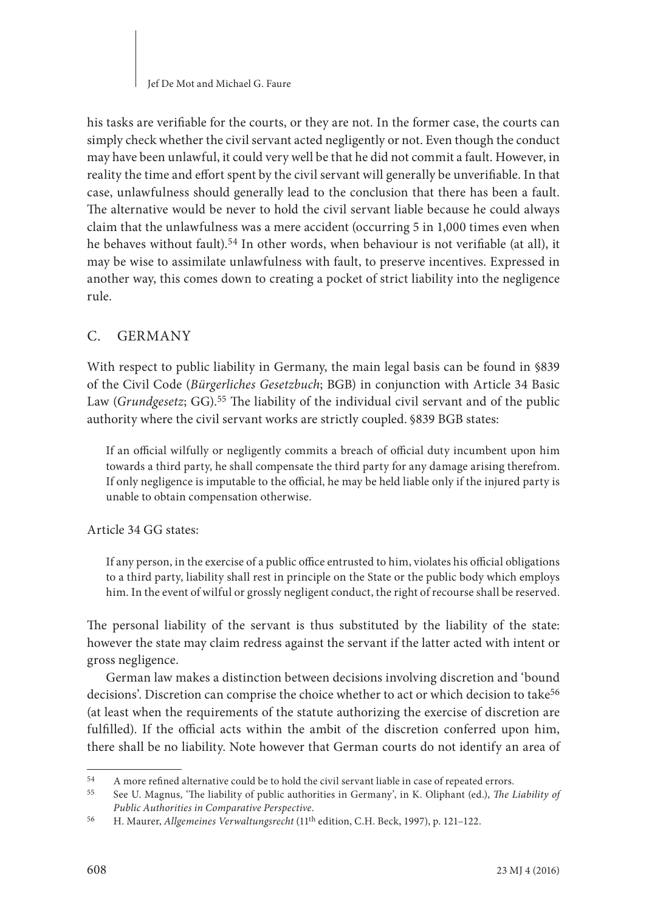his tasks are verifiable for the courts, or they are not. In the former case, the courts can simply check whether the civil servant acted negligently or not. Even though the conduct may have been unlawful, it could very well be that he did not commit a fault. However, in reality the time and effort spent by the civil servant will generally be unverifiable. In that case, unlawfulness should generally lead to the conclusion that there has been a fault. The alternative would be never to hold the civil servant liable because he could always claim that the unlawfulness was a mere accident (occurring 5 in 1,000 times even when he behaves without fault).[54] In other words, when behaviour is not verifiable (at all), it may be wise to assimilate unlawfulness with fault, to preserve incentives. Expressed in another way, this comes down to creating a pocket of strict liability into the negligence rule.

## C. GERMANY

With respect to public liability in Germany, the main legal basis can be found in §839 of the Civil Code (*Bürgerliches Gesetzbuch*; BGB) in conjunction with Article 34 Basic Law (*Grundgesetz*; GG).[55] The liability of the individual civil servant and of the public authority where the civil servant works are strictly coupled. §839 BGB states:

> If an official wilfully or negligently commits a breach of official duty incumbent upon him towards a third party, he shall compensate the third party for any damage arising therefrom. If only negligence is imputable to the official, he may be held liable only if the injured party is unable to obtain compensation otherwise.

Article 34 GG states:

> If any person, in the exercise of a public office entrusted to him, violates his official obligations to a third party, liability shall rest in principle on the State or the public body which employs him. In the event of wilful or grossly negligent conduct, the right of recourse shall be reserved.

The personal liability of the servant is thus substituted by the liability of the state: however the state may claim redress against the servant if the latter acted with intent or gross negligence.

German law makes a distinction between decisions involving discretion and 'bound decisions'. Discretion can comprise the choice whether to act or which decision to take[56] (at least when the requirements of the statute authorizing the exercise of discretion are fulfilled). If the official acts within the ambit of the discretion conferred upon him, there shall be no liability. Note however that German courts do not identify an area of

---

[54] A more refined alternative could be to hold the civil servant liable in case of repeated errors.

[55] See U. Magnus, 'The liability of public authorities in Germany', in K. Oliphant (ed.), *The Liability of Public Authorities in Comparative Perspective*.

[56] H. Maurer, *Allgemeines Verwaltungsrecht* (11th edition, C.H. Beck, 1997), p. 121–122.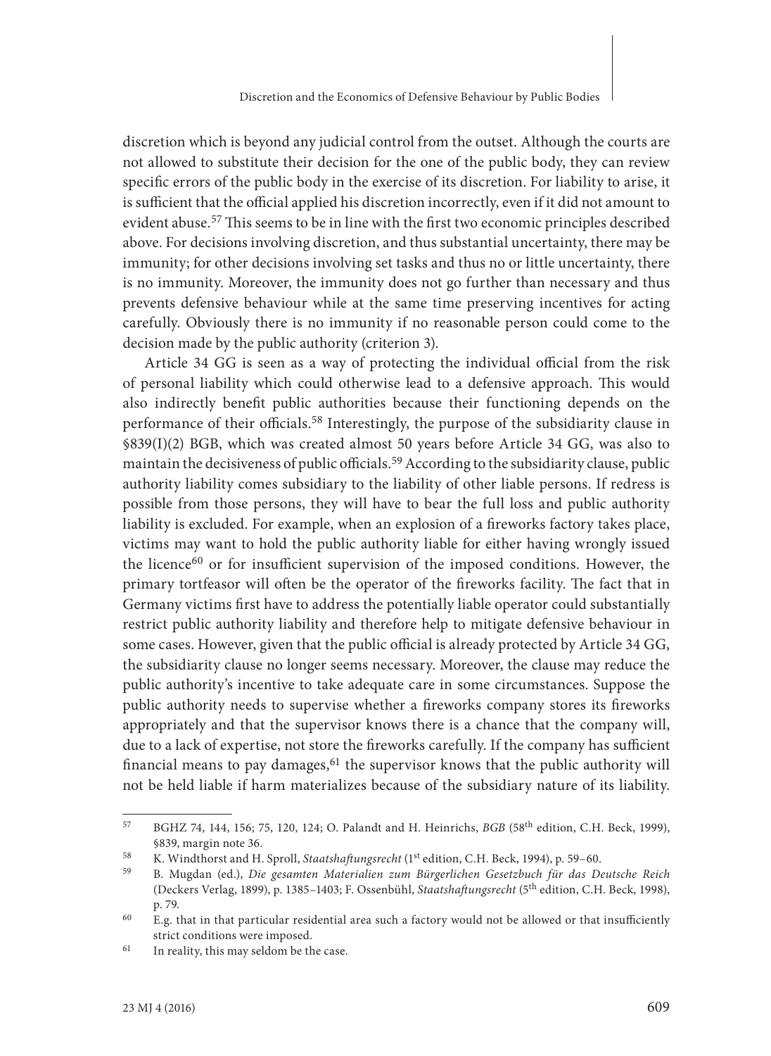discretion which is beyond any judicial control from the outset. Although the courts are not allowed to substitute their decision for the one of the public body, they can review specific errors of the public body in the exercise of its discretion. For liability to arise, it is sufficient that the official applied his discretion incorrectly, even if it did not amount to evident abuse.[57] This seems to be in line with the first two economic principles described above. For decisions involving discretion, and thus substantial uncertainty, there may be immunity; for other decisions involving set tasks and thus no or little uncertainty, there is no immunity. Moreover, the immunity does not go further than necessary and thus prevents defensive behaviour while at the same time preserving incentives for acting carefully. Obviously there is no immunity if no reasonable person could come to the decision made by the public authority (criterion 3).

Article 34 GG is seen as a way of protecting the individual official from the risk of personal liability which could otherwise lead to a defensive approach. This would also indirectly benefit public authorities because their functioning depends on the performance of their officials.[58] Interestingly, the purpose of the subsidiarity clause in §839(I)(2) BGB, which was created almost 50 years before Article 34 GG, was also to maintain the decisiveness of public officials.[59] According to the subsidiarity clause, public authority liability comes subsidiary to the liability of other liable persons. If redress is possible from those persons, they will have to bear the full loss and public authority liability is excluded. For example, when an explosion of a fireworks factory takes place, victims may want to hold the public authority liable for either having wrongly issued the licence[60] or for insufficient supervision of the imposed conditions. However, the primary tortfeasor will often be the operator of the fireworks facility. The fact that in Germany victims first have to address the potentially liable operator could substantially restrict public authority liability and therefore help to mitigate defensive behaviour in some cases. However, given that the public official is already protected by Article 34 GG, the subsidiarity clause no longer seems necessary. Moreover, the clause may reduce the public authority's incentive to take adequate care in some circumstances. Suppose the public authority needs to supervise whether a fireworks company stores its fireworks appropriately and that the supervisor knows there is a chance that the company will, due to a lack of expertise, not store the fireworks carefully. If the company has sufficient financial means to pay damages,[61] the supervisor knows that the public authority will not be held liable if harm materializes because of the subsidiary nature of its liability.

---

[57] BGHZ 74, 144, 156; 75, 120, 124; O. Palandt and H. Heinrichs, *BGB* (58th edition, C.H. Beck, 1999), §839, margin note 36.

[58] K. Windthorst and H. Sproll, *Staatshaftungsrecht* (1st edition, C.H. Beck, 1994), p. 59–60.

[59] B. Mugdan (ed.), *Die gesamten Materialien zum Bürgerlichen Gesetzbuch für das Deutsche Reich* (Deckers Verlag, 1899), p. 1385–1403; F. Ossenbühl, *Staatshaftungsrecht* (5th edition, C.H. Beck, 1998), p. 79.

[60] E.g. that in that particular residential area such a factory would not be allowed or that insufficiently strict conditions were imposed.

[61] In reality, this may seldom be the case.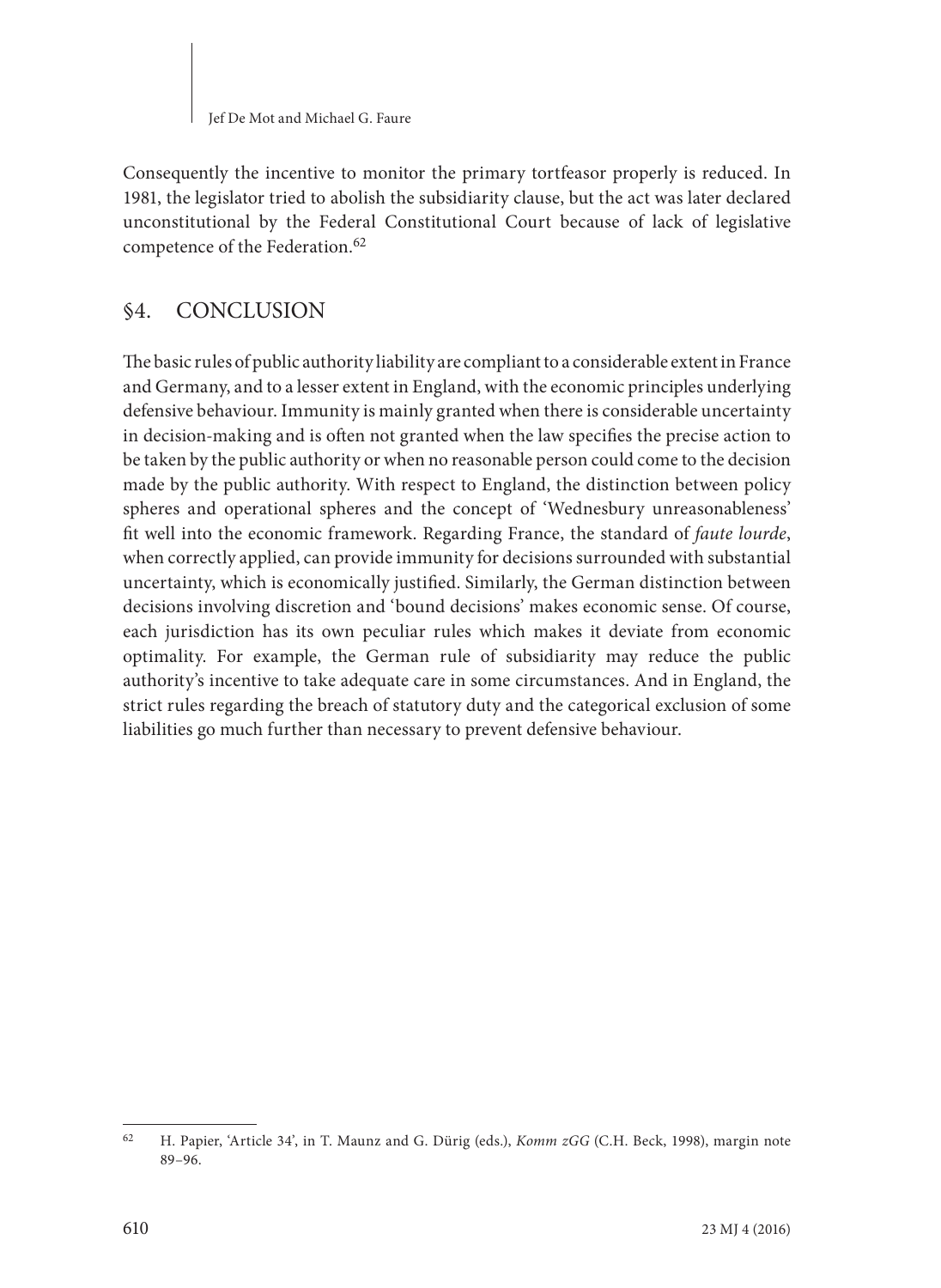Consequently the incentive to monitor the primary tortfeasor properly is reduced. In 1981, the legislator tried to abolish the subsidiarity clause, but the act was later declared unconstitutional by the Federal Constitutional Court because of lack of legislative competence of the Federation.[62]

## §4. CONCLUSION

The basic rules of public authority liability are compliant to a considerable extent in France and Germany, and to a lesser extent in England, with the economic principles underlying defensive behaviour. Immunity is mainly granted when there is considerable uncertainty in decision-making and is often not granted when the law specifies the precise action to be taken by the public authority or when no reasonable person could come to the decision made by the public authority. With respect to England, the distinction between policy spheres and operational spheres and the concept of 'Wednesbury unreasonableness' fit well into the economic framework. Regarding France, the standard of *faute lourde*, when correctly applied, can provide immunity for decisions surrounded with substantial uncertainty, which is economically justified. Similarly, the German distinction between decisions involving discretion and 'bound decisions' makes economic sense. Of course, each jurisdiction has its own peculiar rules which makes it deviate from economic optimality. For example, the German rule of subsidiarity may reduce the public authority's incentive to take adequate care in some circumstances. And in England, the strict rules regarding the breach of statutory duty and the categorical exclusion of some liabilities go much further than necessary to prevent defensive behaviour.

---

[62] H. Papier, 'Article 34', in T. Maunz and G. Dürig (eds.), *Komm zGG* (C.H. Beck, 1998), margin note 89–96.